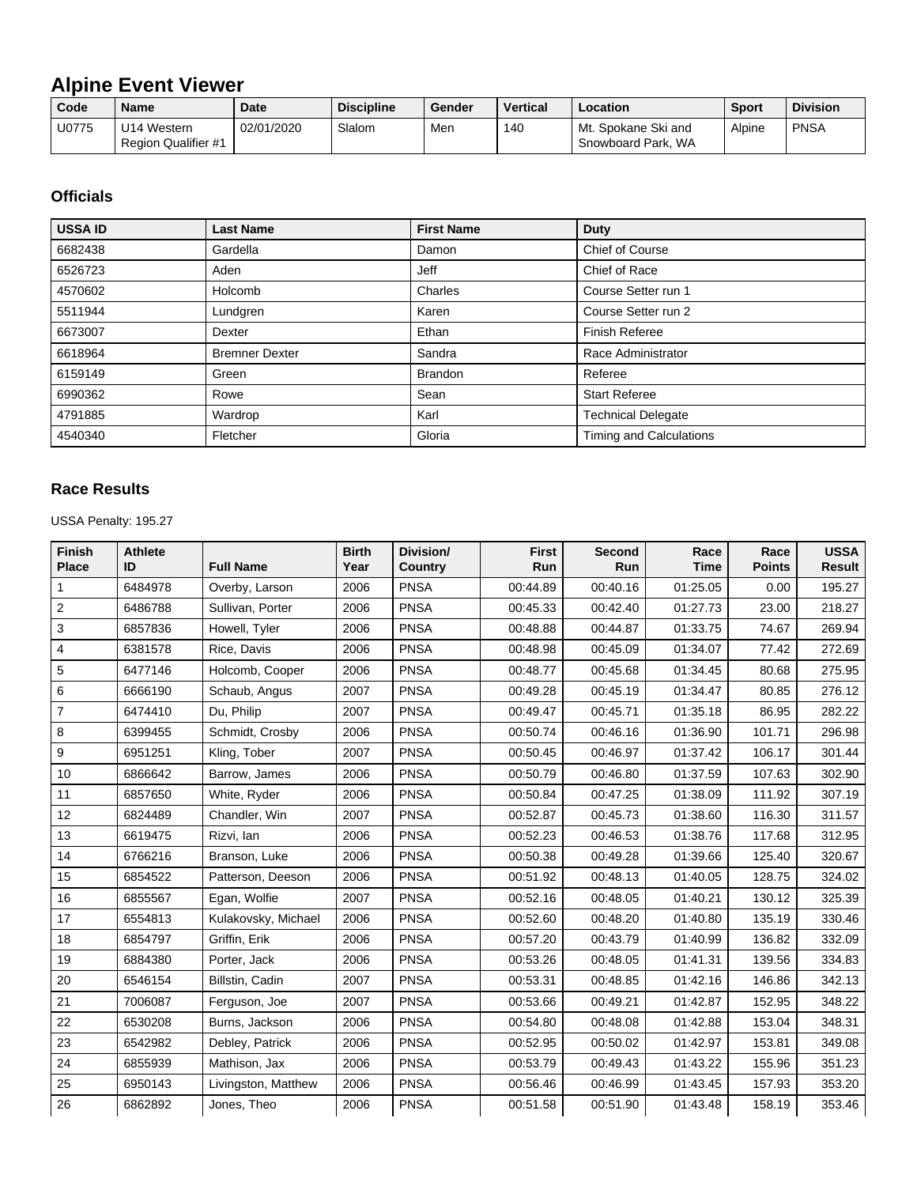# Alpine Event Viewer

| Code | Name | Date | Discipline | Gender | Vertical | Location | Sport | Division |
|---|---|---|---|---|---|---|---|---|
| U0775 | U14 Western Region Qualifier #1 | 02/01/2020 | Slalom | Men | 140 | Mt. Spokane Ski and Snowboard Park, WA | Alpine | PNSA |

## Officials

| USSA ID | Last Name | First Name | Duty |
|---|---|---|---|
| 6682438 | Gardella | Damon | Chief of Course |
| 6526723 | Aden | Jeff | Chief of Race |
| 4570602 | Holcomb | Charles | Course Setter run 1 |
| 5511944 | Lundgren | Karen | Course Setter run 2 |
| 6673007 | Dexter | Ethan | Finish Referee |
| 6618964 | Bremner Dexter | Sandra | Race Administrator |
| 6159149 | Green | Brandon | Referee |
| 6990362 | Rowe | Sean | Start Referee |
| 4791885 | Wardrop | Karl | Technical Delegate |
| 4540340 | Fletcher | Gloria | Timing and Calculations |

## Race Results

USSA Penalty: 195.27

| Finish Place | Athlete ID | Full Name | Birth Year | Division/ Country | First Run | Second Run | Race Time | Race Points | USSA Result |
|---|---|---|---|---|---|---|---|---|---|
| 1 | 6484978 | Overby, Larson | 2006 | PNSA | 00:44.89 | 00:40.16 | 01:25.05 | 0.00 | 195.27 |
| 2 | 6486788 | Sullivan, Porter | 2006 | PNSA | 00:45.33 | 00:42.40 | 01:27.73 | 23.00 | 218.27 |
| 3 | 6857836 | Howell, Tyler | 2006 | PNSA | 00:48.88 | 00:44.87 | 01:33.75 | 74.67 | 269.94 |
| 4 | 6381578 | Rice, Davis | 2006 | PNSA | 00:48.98 | 00:45.09 | 01:34.07 | 77.42 | 272.69 |
| 5 | 6477146 | Holcomb, Cooper | 2006 | PNSA | 00:48.77 | 00:45.68 | 01:34.45 | 80.68 | 275.95 |
| 6 | 6666190 | Schaub, Angus | 2007 | PNSA | 00:49.28 | 00:45.19 | 01:34.47 | 80.85 | 276.12 |
| 7 | 6474410 | Du, Philip | 2007 | PNSA | 00:49.47 | 00:45.71 | 01:35.18 | 86.95 | 282.22 |
| 8 | 6399455 | Schmidt, Crosby | 2006 | PNSA | 00:50.74 | 00:46.16 | 01:36.90 | 101.71 | 296.98 |
| 9 | 6951251 | Kling, Tober | 2007 | PNSA | 00:50.45 | 00:46.97 | 01:37.42 | 106.17 | 301.44 |
| 10 | 6866642 | Barrow, James | 2006 | PNSA | 00:50.79 | 00:46.80 | 01:37.59 | 107.63 | 302.90 |
| 11 | 6857650 | White, Ryder | 2006 | PNSA | 00:50.84 | 00:47.25 | 01:38.09 | 111.92 | 307.19 |
| 12 | 6824489 | Chandler, Win | 2007 | PNSA | 00:52.87 | 00:45.73 | 01:38.60 | 116.30 | 311.57 |
| 13 | 6619475 | Rizvi, Ian | 2006 | PNSA | 00:52.23 | 00:46.53 | 01:38.76 | 117.68 | 312.95 |
| 14 | 6766216 | Branson, Luke | 2006 | PNSA | 00:50.38 | 00:49.28 | 01:39.66 | 125.40 | 320.67 |
| 15 | 6854522 | Patterson, Deeson | 2006 | PNSA | 00:51.92 | 00:48.13 | 01:40.05 | 128.75 | 324.02 |
| 16 | 6855567 | Egan, Wolfie | 2007 | PNSA | 00:52.16 | 00:48.05 | 01:40.21 | 130.12 | 325.39 |
| 17 | 6554813 | Kulakovsky, Michael | 2006 | PNSA | 00:52.60 | 00:48.20 | 01:40.80 | 135.19 | 330.46 |
| 18 | 6854797 | Griffin, Erik | 2006 | PNSA | 00:57.20 | 00:43.79 | 01:40.99 | 136.82 | 332.09 |
| 19 | 6884380 | Porter, Jack | 2006 | PNSA | 00:53.26 | 00:48.05 | 01:41.31 | 139.56 | 334.83 |
| 20 | 6546154 | Billstin, Cadin | 2007 | PNSA | 00:53.31 | 00:48.85 | 01:42.16 | 146.86 | 342.13 |
| 21 | 7006087 | Ferguson, Joe | 2007 | PNSA | 00:53.66 | 00:49.21 | 01:42.87 | 152.95 | 348.22 |
| 22 | 6530208 | Burns, Jackson | 2006 | PNSA | 00:54.80 | 00:48.08 | 01:42.88 | 153.04 | 348.31 |
| 23 | 6542982 | Debley, Patrick | 2006 | PNSA | 00:52.95 | 00:50.02 | 01:42.97 | 153.81 | 349.08 |
| 24 | 6855939 | Mathison, Jax | 2006 | PNSA | 00:53.79 | 00:49.43 | 01:43.22 | 155.96 | 351.23 |
| 25 | 6950143 | Livingston, Matthew | 2006 | PNSA | 00:56.46 | 00:46.99 | 01:43.45 | 157.93 | 353.20 |
| 26 | 6862892 | Jones, Theo | 2006 | PNSA | 00:51.58 | 00:51.90 | 01:43.48 | 158.19 | 353.46 |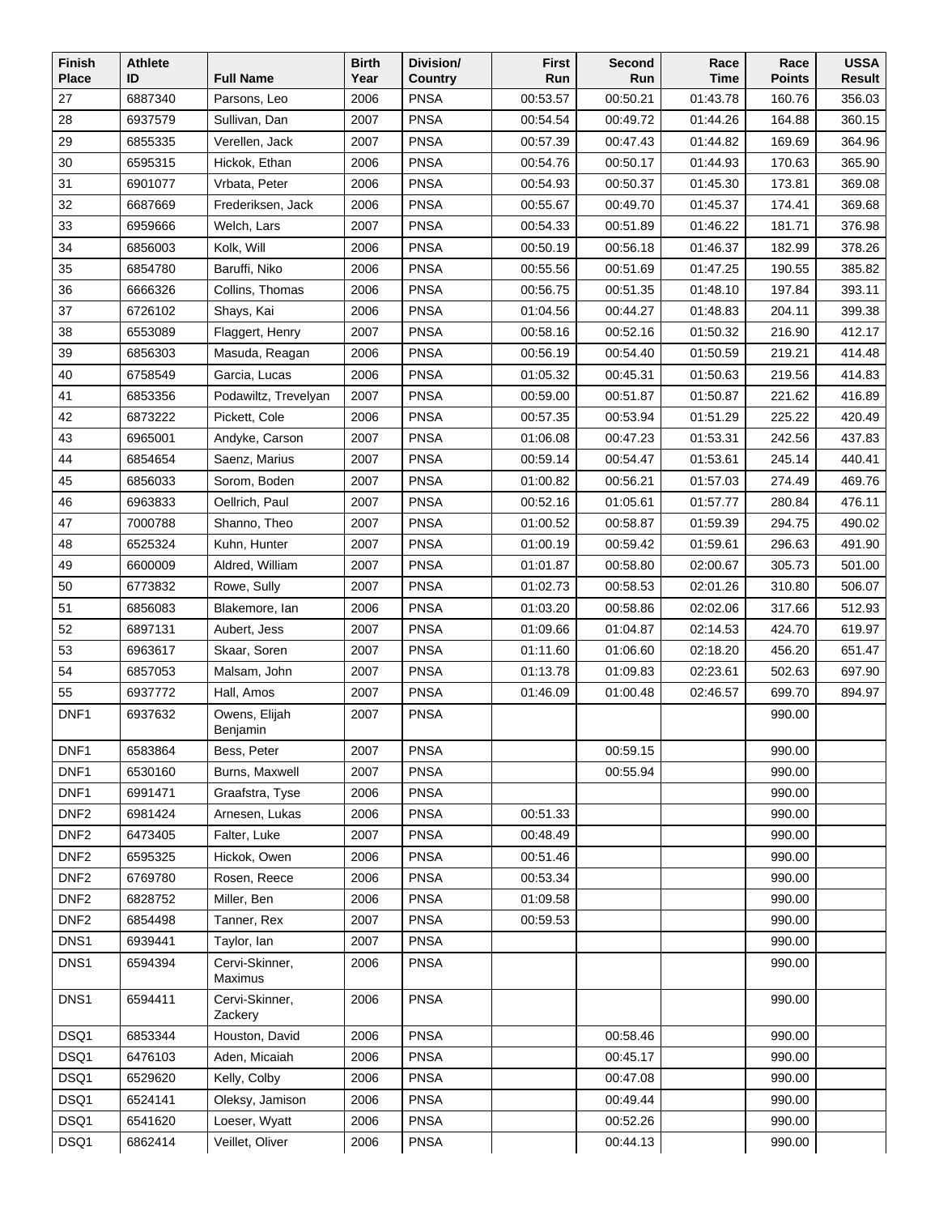| Finish Place | Athlete ID | Full Name | Birth Year | Division/ Country | First Run | Second Run | Race Time | Race Points | USSA Result |
|---|---|---|---|---|---|---|---|---|---|
| 27 | 6887340 | Parsons, Leo | 2006 | PNSA | 00:53.57 | 00:50.21 | 01:43.78 | 160.76 | 356.03 |
| 28 | 6937579 | Sullivan, Dan | 2007 | PNSA | 00:54.54 | 00:49.72 | 01:44.26 | 164.88 | 360.15 |
| 29 | 6855335 | Verellen, Jack | 2007 | PNSA | 00:57.39 | 00:47.43 | 01:44.82 | 169.69 | 364.96 |
| 30 | 6595315 | Hickok, Ethan | 2006 | PNSA | 00:54.76 | 00:50.17 | 01:44.93 | 170.63 | 365.90 |
| 31 | 6901077 | Vrbata, Peter | 2006 | PNSA | 00:54.93 | 00:50.37 | 01:45.30 | 173.81 | 369.08 |
| 32 | 6687669 | Frederiksen, Jack | 2006 | PNSA | 00:55.67 | 00:49.70 | 01:45.37 | 174.41 | 369.68 |
| 33 | 6959666 | Welch, Lars | 2007 | PNSA | 00:54.33 | 00:51.89 | 01:46.22 | 181.71 | 376.98 |
| 34 | 6856003 | Kolk, Will | 2006 | PNSA | 00:50.19 | 00:56.18 | 01:46.37 | 182.99 | 378.26 |
| 35 | 6854780 | Baruffi, Niko | 2006 | PNSA | 00:55.56 | 00:51.69 | 01:47.25 | 190.55 | 385.82 |
| 36 | 6666326 | Collins, Thomas | 2006 | PNSA | 00:56.75 | 00:51.35 | 01:48.10 | 197.84 | 393.11 |
| 37 | 6726102 | Shays, Kai | 2006 | PNSA | 01:04.56 | 00:44.27 | 01:48.83 | 204.11 | 399.38 |
| 38 | 6553089 | Flaggert, Henry | 2007 | PNSA | 00:58.16 | 00:52.16 | 01:50.32 | 216.90 | 412.17 |
| 39 | 6856303 | Masuda, Reagan | 2006 | PNSA | 00:56.19 | 00:54.40 | 01:50.59 | 219.21 | 414.48 |
| 40 | 6758549 | Garcia, Lucas | 2006 | PNSA | 01:05.32 | 00:45.31 | 01:50.63 | 219.56 | 414.83 |
| 41 | 6853356 | Podawiltz, Trevelyan | 2007 | PNSA | 00:59.00 | 00:51.87 | 01:50.87 | 221.62 | 416.89 |
| 42 | 6873222 | Pickett, Cole | 2006 | PNSA | 00:57.35 | 00:53.94 | 01:51.29 | 225.22 | 420.49 |
| 43 | 6965001 | Andyke, Carson | 2007 | PNSA | 01:06.08 | 00:47.23 | 01:53.31 | 242.56 | 437.83 |
| 44 | 6854654 | Saenz, Marius | 2007 | PNSA | 00:59.14 | 00:54.47 | 01:53.61 | 245.14 | 440.41 |
| 45 | 6856033 | Sorom, Boden | 2007 | PNSA | 01:00.82 | 00:56.21 | 01:57.03 | 274.49 | 469.76 |
| 46 | 6963833 | Oellrich, Paul | 2007 | PNSA | 00:52.16 | 01:05.61 | 01:57.77 | 280.84 | 476.11 |
| 47 | 7000788 | Shanno, Theo | 2007 | PNSA | 01:00.52 | 00:58.87 | 01:59.39 | 294.75 | 490.02 |
| 48 | 6525324 | Kuhn, Hunter | 2007 | PNSA | 01:00.19 | 00:59.42 | 01:59.61 | 296.63 | 491.90 |
| 49 | 6600009 | Aldred, William | 2007 | PNSA | 01:01.87 | 00:58.80 | 02:00.67 | 305.73 | 501.00 |
| 50 | 6773832 | Rowe, Sully | 2007 | PNSA | 01:02.73 | 00:58.53 | 02:01.26 | 310.80 | 506.07 |
| 51 | 6856083 | Blakemore, Ian | 2006 | PNSA | 01:03.20 | 00:58.86 | 02:02.06 | 317.66 | 512.93 |
| 52 | 6897131 | Aubert, Jess | 2007 | PNSA | 01:09.66 | 01:04.87 | 02:14.53 | 424.70 | 619.97 |
| 53 | 6963617 | Skaar, Soren | 2007 | PNSA | 01:11.60 | 01:06.60 | 02:18.20 | 456.20 | 651.47 |
| 54 | 6857053 | Malsam, John | 2007 | PNSA | 01:13.78 | 01:09.83 | 02:23.61 | 502.63 | 697.90 |
| 55 | 6937772 | Hall, Amos | 2007 | PNSA | 01:46.09 | 01:00.48 | 02:46.57 | 699.70 | 894.97 |
| DNF1 | 6937632 | Owens, Elijah Benjamin | 2007 | PNSA | | | | 990.00 | |
| DNF1 | 6583864 | Bess, Peter | 2007 | PNSA | | 00:59.15 | | 990.00 | |
| DNF1 | 6530160 | Burns, Maxwell | 2007 | PNSA | | 00:55.94 | | 990.00 | |
| DNF1 | 6991471 | Graafstra, Tyse | 2006 | PNSA | | | | 990.00 | |
| DNF2 | 6981424 | Arnesen, Lukas | 2006 | PNSA | 00:51.33 | | | 990.00 | |
| DNF2 | 6473405 | Falter, Luke | 2007 | PNSA | 00:48.49 | | | 990.00 | |
| DNF2 | 6595325 | Hickok, Owen | 2006 | PNSA | 00:51.46 | | | 990.00 | |
| DNF2 | 6769780 | Rosen, Reece | 2006 | PNSA | 00:53.34 | | | 990.00 | |
| DNF2 | 6828752 | Miller, Ben | 2006 | PNSA | 01:09.58 | | | 990.00 | |
| DNF2 | 6854498 | Tanner, Rex | 2007 | PNSA | 00:59.53 | | | 990.00 | |
| DNS1 | 6939441 | Taylor, Ian | 2007 | PNSA | | | | 990.00 | |
| DNS1 | 6594394 | Cervi-Skinner, Maximus | 2006 | PNSA | | | | 990.00 | |
| DNS1 | 6594411 | Cervi-Skinner, Zackery | 2006 | PNSA | | | | 990.00 | |
| DSQ1 | 6853344 | Houston, David | 2006 | PNSA | | 00:58.46 | | 990.00 | |
| DSQ1 | 6476103 | Aden, Micaiah | 2006 | PNSA | | 00:45.17 | | 990.00 | |
| DSQ1 | 6529620 | Kelly, Colby | 2006 | PNSA | | 00:47.08 | | 990.00 | |
| DSQ1 | 6524141 | Oleksy, Jamison | 2006 | PNSA | | 00:49.44 | | 990.00 | |
| DSQ1 | 6541620 | Loeser, Wyatt | 2006 | PNSA | | 00:52.26 | | 990.00 | |
| DSQ1 | 6862414 | Veillet, Oliver | 2006 | PNSA | | 00:44.13 | | 990.00 | |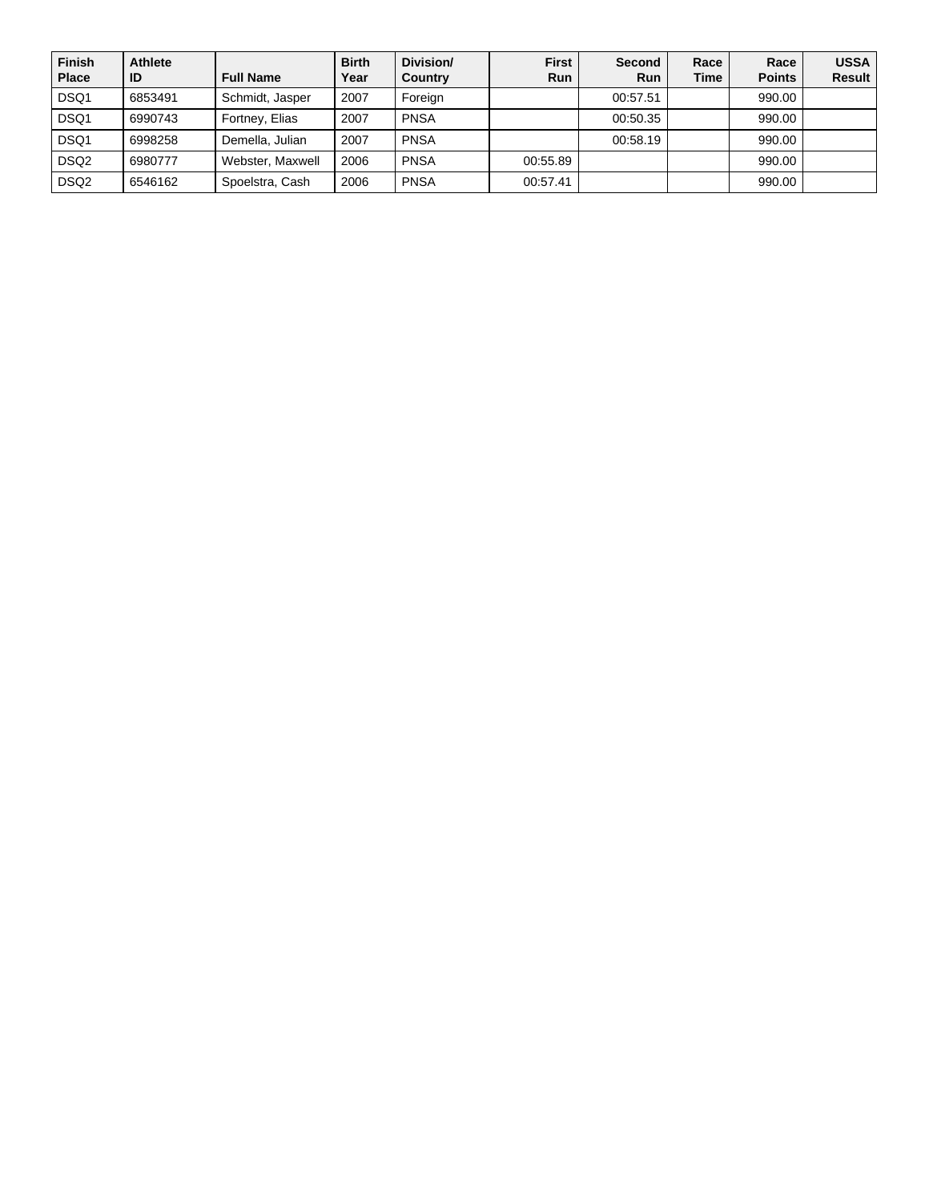| Finish Place | Athlete ID | Full Name | Birth Year | Division/ Country | First Run | Second Run | Race Time | Race Points | USSA Result |
|---|---|---|---|---|---|---|---|---|---|
| DSQ1 | 6853491 | Schmidt, Jasper | 2007 | Foreign | | 00:57.51 | | 990.00 | |
| DSQ1 | 6990743 | Fortney, Elias | 2007 | PNSA | | 00:50.35 | | 990.00 | |
| DSQ1 | 6998258 | Demella, Julian | 2007 | PNSA | | 00:58.19 | | 990.00 | |
| DSQ2 | 6980777 | Webster, Maxwell | 2006 | PNSA | 00:55.89 | | | 990.00 | |
| DSQ2 | 6546162 | Spoelstra, Cash | 2006 | PNSA | 00:57.41 | | | 990.00 | |